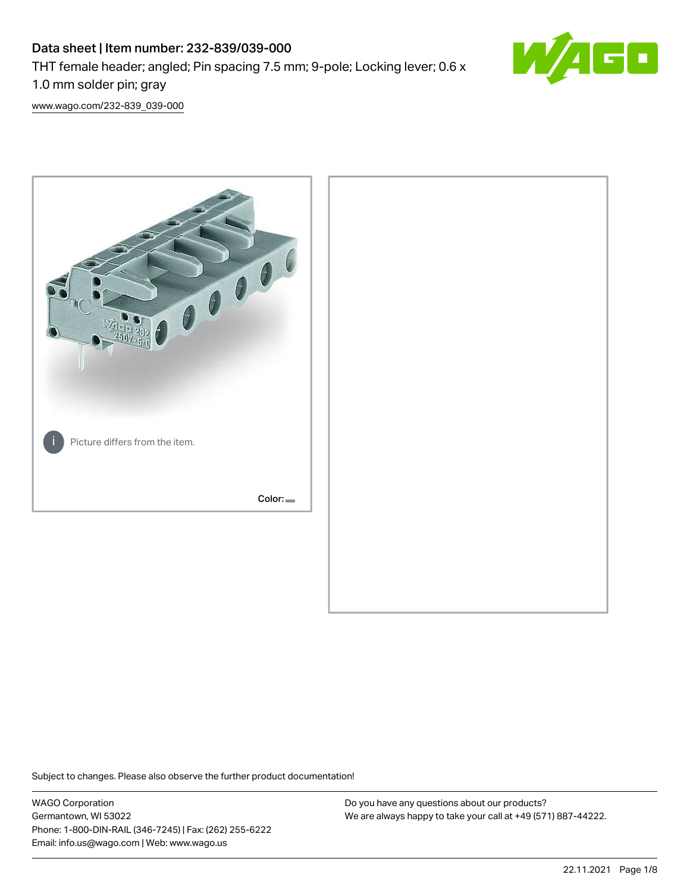# Data sheet | Item number: 232-839/039-000

THT female header; angled; Pin spacing 7.5 mm; 9-pole; Locking lever; 0.6 x 1.0 mm solder pin; gray

www.wago.com/232-839_039-000

Picture differs from the item.

Color:

Subject to changes. Please also observe the further product documentation!

WAGO Corporation
Germantown, WI 53022
Phone: 1-800-DIN-RAIL (346-7245) | Fax: (262) 255-6222
Email: info.us@wago.com | Web: www.wago.us

Do you have any questions about our products?
We are always happy to take your call at +49 (571) 887-44222.

22.11.2021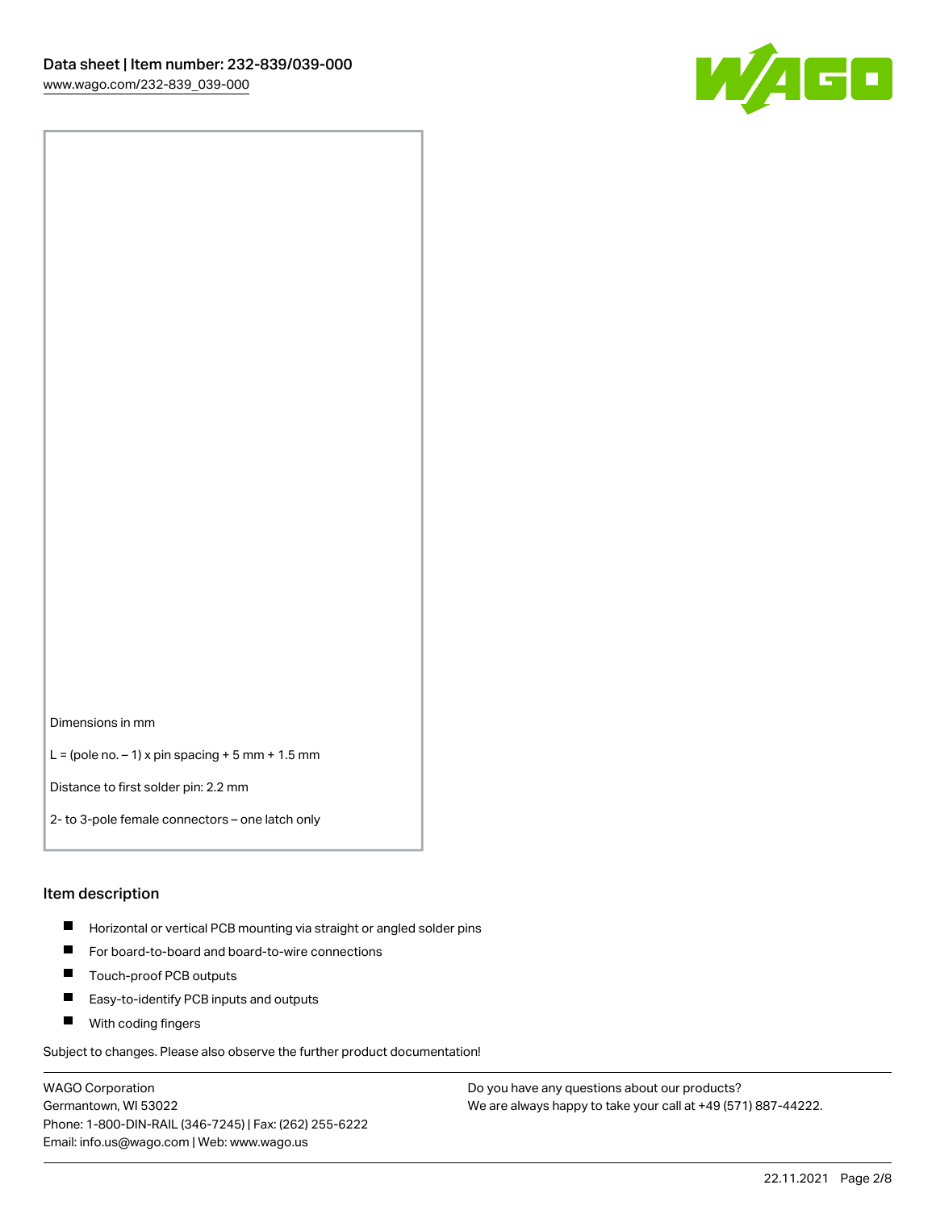Dimensions in mm

L = (pole no. – 1) x pin spacing + 5 mm + 1.5 mm

Distance to first solder pin: 2.2 mm

2- to 3-pole female connectors – one latch only

## Item description

- Horizontal or vertical PCB mounting via straight or angled solder pins
- For board-to-board and board-to-wire connections
- Touch-proof PCB outputs
- Easy-to-identify PCB inputs and outputs
- With coding fingers

Subject to changes. Please also observe the further product documentation!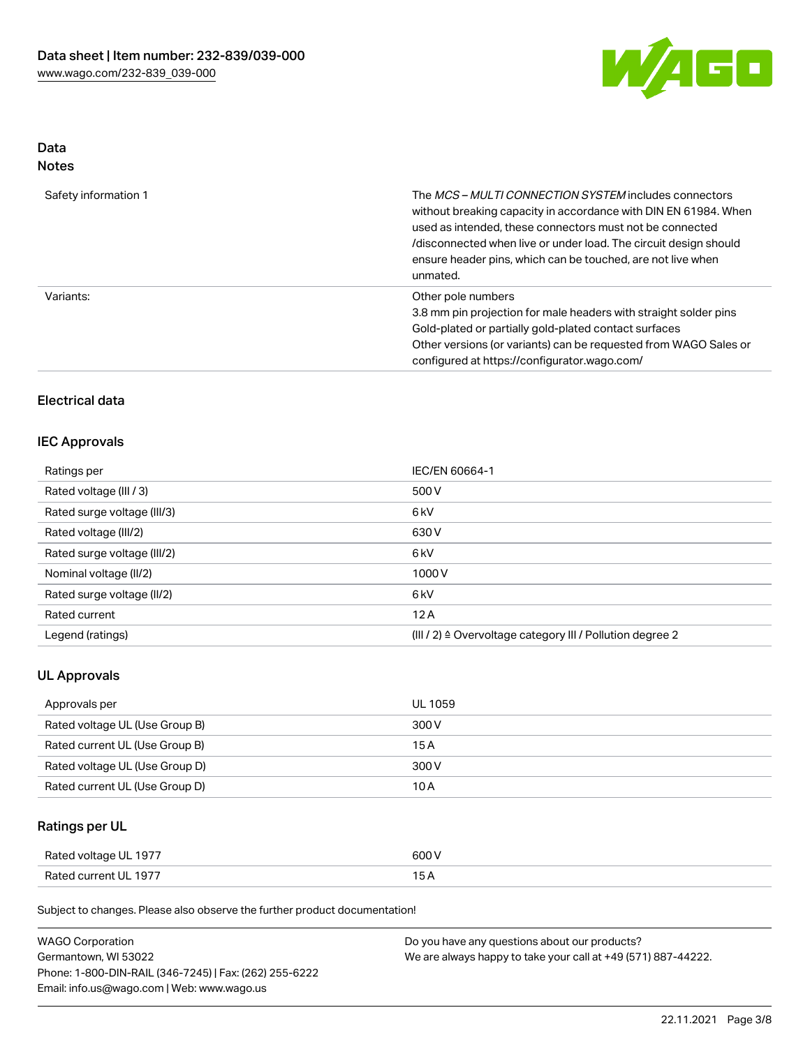## Data

### Notes

| | |
|---|---|
| Safety information 1 | The *MCS – MULTI CONNECTION SYSTEM* includes connectors without breaking capacity in accordance with DIN EN 61984. When used as intended, these connectors must not be connected /disconnected when live or under load. The circuit design should ensure header pins, which can be touched, are not live when unmated. |
| Variants: | Other pole numbers<br>3.8 mm pin projection for male headers with straight solder pins<br>Gold-plated or partially gold-plated contact surfaces<br>Other versions (or variants) can be requested from WAGO Sales or configured at https://configurator.wago.com/ |

## Electrical data

### IEC Approvals

| | |
|---|---|
| Ratings per | IEC/EN 60664-1 |
| Rated voltage (III / 3) | 500 V |
| Rated surge voltage (III/3) | 6 kV |
| Rated voltage (III/2) | 630 V |
| Rated surge voltage (III/2) | 6 kV |
| Nominal voltage (II/2) | 1000 V |
| Rated surge voltage (II/2) | 6 kV |
| Rated current | 12 A |
| Legend (ratings) | (III / 2) ≙ Overvoltage category III / Pollution degree 2 |

### UL Approvals

| | |
|---|---|
| Approvals per | UL 1059 |
| Rated voltage UL (Use Group B) | 300 V |
| Rated current UL (Use Group B) | 15 A |
| Rated voltage UL (Use Group D) | 300 V |
| Rated current UL (Use Group D) | 10 A |

### Ratings per UL

| | |
|---|---|
| Rated voltage UL 1977 | 600 V |
| Rated current UL 1977 | 15 A |

Subject to changes. Please also observe the further product documentation!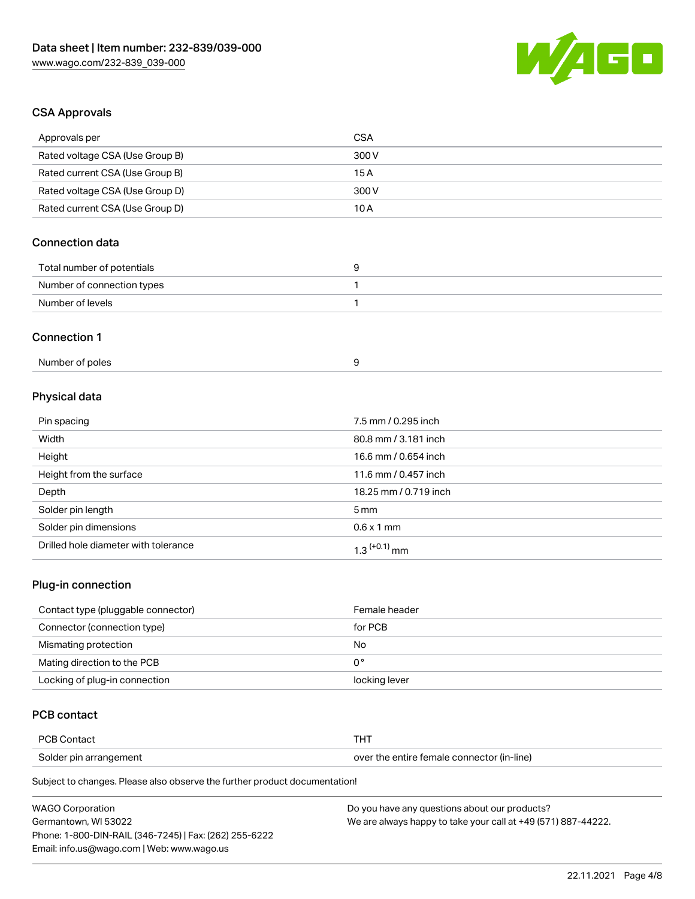### CSA Approvals

| Approvals per | CSA |
| --- | --- |
| Rated voltage CSA (Use Group B) | 300 V |
| Rated current CSA (Use Group B) | 15 A |
| Rated voltage CSA (Use Group D) | 300 V |
| Rated current CSA (Use Group D) | 10 A |

### Connection data

| Total number of potentials | 9 |
| --- | --- |
| Number of connection types | 1 |
| Number of levels | 1 |

### Connection 1

| Number of poles | 9 |
| --- | --- |

### Physical data

| Pin spacing | 7.5 mm / 0.295 inch |
| --- | --- |
| Width | 80.8 mm / 3.181 inch |
| Height | 16.6 mm / 0.654 inch |
| Height from the surface | 11.6 mm / 0.457 inch |
| Depth | 18.25 mm / 0.719 inch |
| Solder pin length | 5 mm |
| Solder pin dimensions | 0.6 x 1 mm |
| Drilled hole diameter with tolerance | $1.3^{(+0.1)}$ mm |

### Plug-in connection

| Contact type (pluggable connector) | Female header |
| --- | --- |
| Connector (connection type) | for PCB |
| Mismating protection | No |
| Mating direction to the PCB | 0 ° |
| Locking of plug-in connection | locking lever |

### PCB contact

| PCB Contact | THT |
| --- | --- |
| Solder pin arrangement | over the entire female connector (in-line) |

Subject to changes. Please also observe the further product documentation!

WAGO Corporation
Germantown, WI 53022
Phone: 1-800-DIN-RAIL (346-7245) | Fax: (262) 255-6222
Email: info.us@wago.com | Web: www.wago.us

Do you have any questions about our products?
We are always happy to take your call at +49 (571) 887-44222.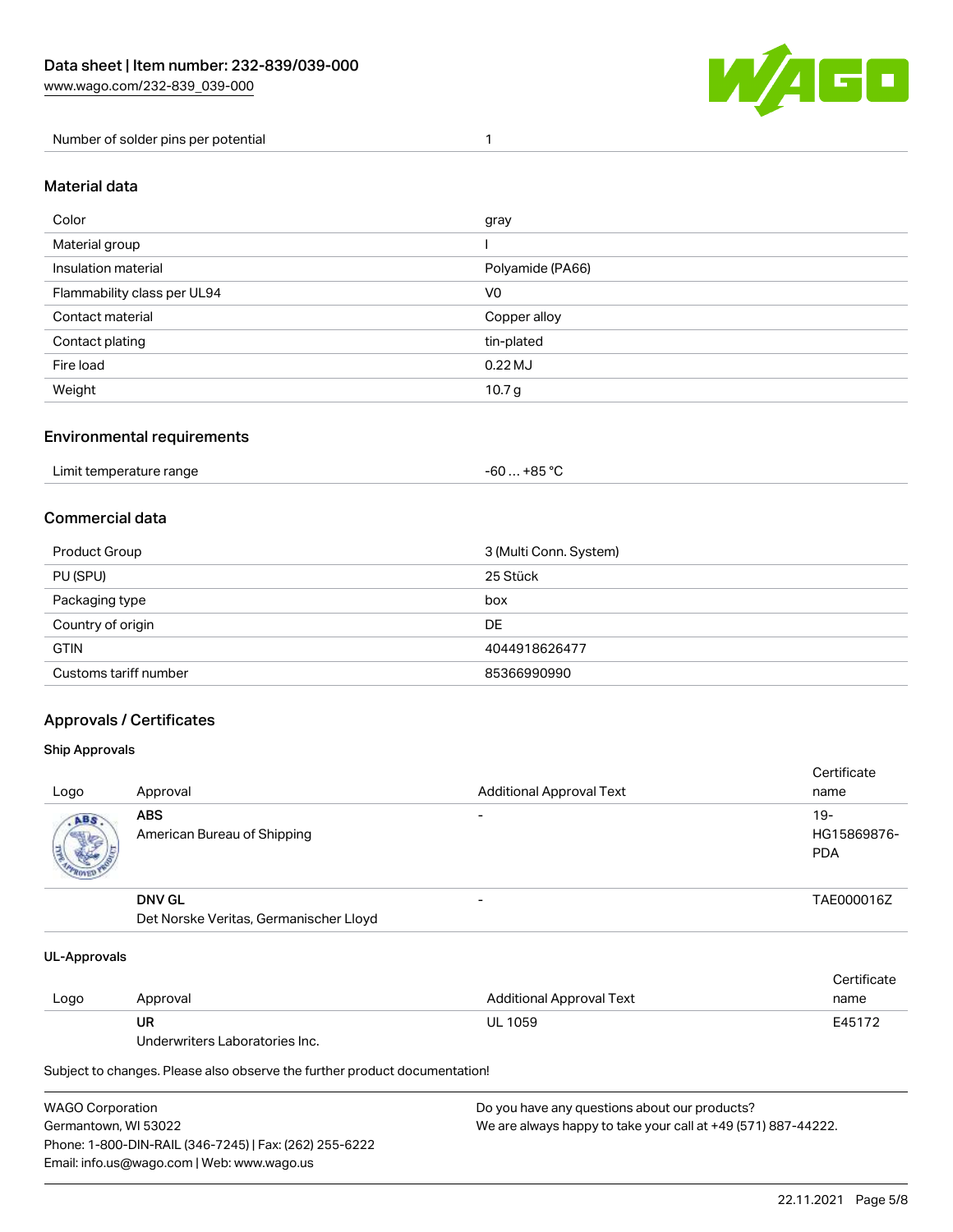| Number of solder pins per potential | 1 |
| --- | --- |

## Material data

| Color | gray |
| --- | --- |
| Material group | I |
| Insulation material | Polyamide (PA66) |
| Flammability class per UL94 | V0 |
| Contact material | Copper alloy |
| Contact plating | tin-plated |
| Fire load | 0.22 MJ |
| Weight | 10.7 g |

## Environmental requirements

| Limit temperature range | -60 … +85 °C |
| --- | --- |

## Commercial data

| Product Group | 3 (Multi Conn. System) |
| --- | --- |
| PU (SPU) | 25 Stück |
| Packaging type | box |
| Country of origin | DE |
| GTIN | 4044918626477 |
| Customs tariff number | 85366990990 |

## Approvals / Certificates

### Ship Approvals

| Logo | Approval | Additional Approval Text | Certificate name |
| --- | --- | --- | --- |
| | **ABS** American Bureau of Shipping | - | 19-HG15869876-PDA |
| | **DNV GL** Det Norske Veritas, Germanischer Lloyd | - | TAE000016Z |

### UL-Approvals

| Logo | Approval | Additional Approval Text | Certificate name |
| --- | --- | --- | --- |
| | **UR** Underwriters Laboratories Inc. | UL 1059 | E45172 |

Subject to changes. Please also observe the further product documentation!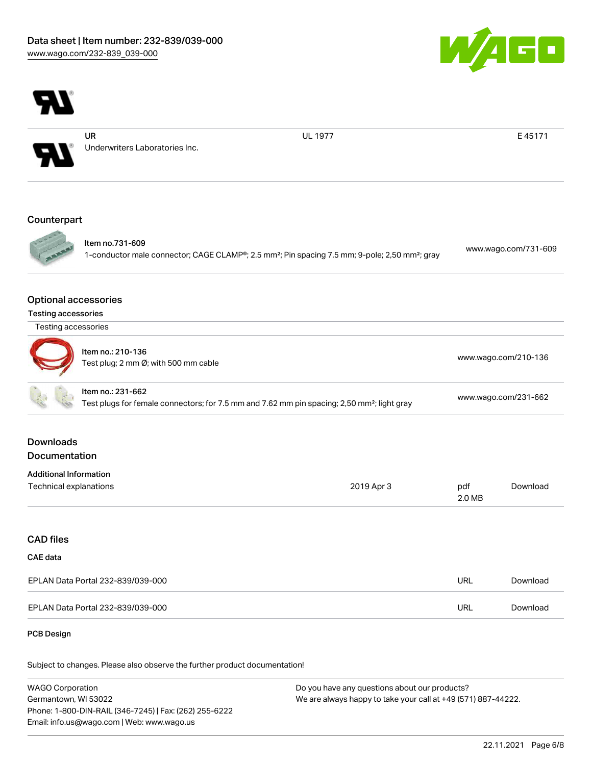| | UR<br>Underwriters Laboratories Inc. | UL 1977 | E 45171 |
|---|---|---|---|

## Counterpart

| Item no.731-609<br>1-conductor male connector; CAGE CLAMP®; 2.5 mm²; Pin spacing 7.5 mm; 9-pole; 2,50 mm²; gray | www.wago.com/731-609 |
|---|---|

## Optional accessories

### Testing accessories

| Testing accessories | |
|---|---|
| Item no.: 210-136<br>Test plug; 2 mm Ø; with 500 mm cable | www.wago.com/210-136 |
| Item no.: 231-662<br>Test plugs for female connectors; for 7.5 mm and 7.62 mm pin spacing; 2,50 mm²; light gray | www.wago.com/231-662 |

## Downloads

## Documentation

### Additional Information

| Technical explanations | 2019 Apr 3 | pdf<br>2.0 MB | Download |
|---|---|---|---|

## CAD files

### CAE data

| EPLAN Data Portal 232-839/039-000 | URL | Download |
|---|---|---|
| EPLAN Data Portal 232-839/039-000 | URL | Download |

### PCB Design

Subject to changes. Please also observe the further product documentation!

WAGO Corporation
Germantown, WI 53022
Phone: 1-800-DIN-RAIL (346-7245) | Fax: (262) 255-6222
Email: info.us@wago.com | Web: www.wago.us

Do you have any questions about our products?
We are always happy to take your call at +49 (571) 887-44222.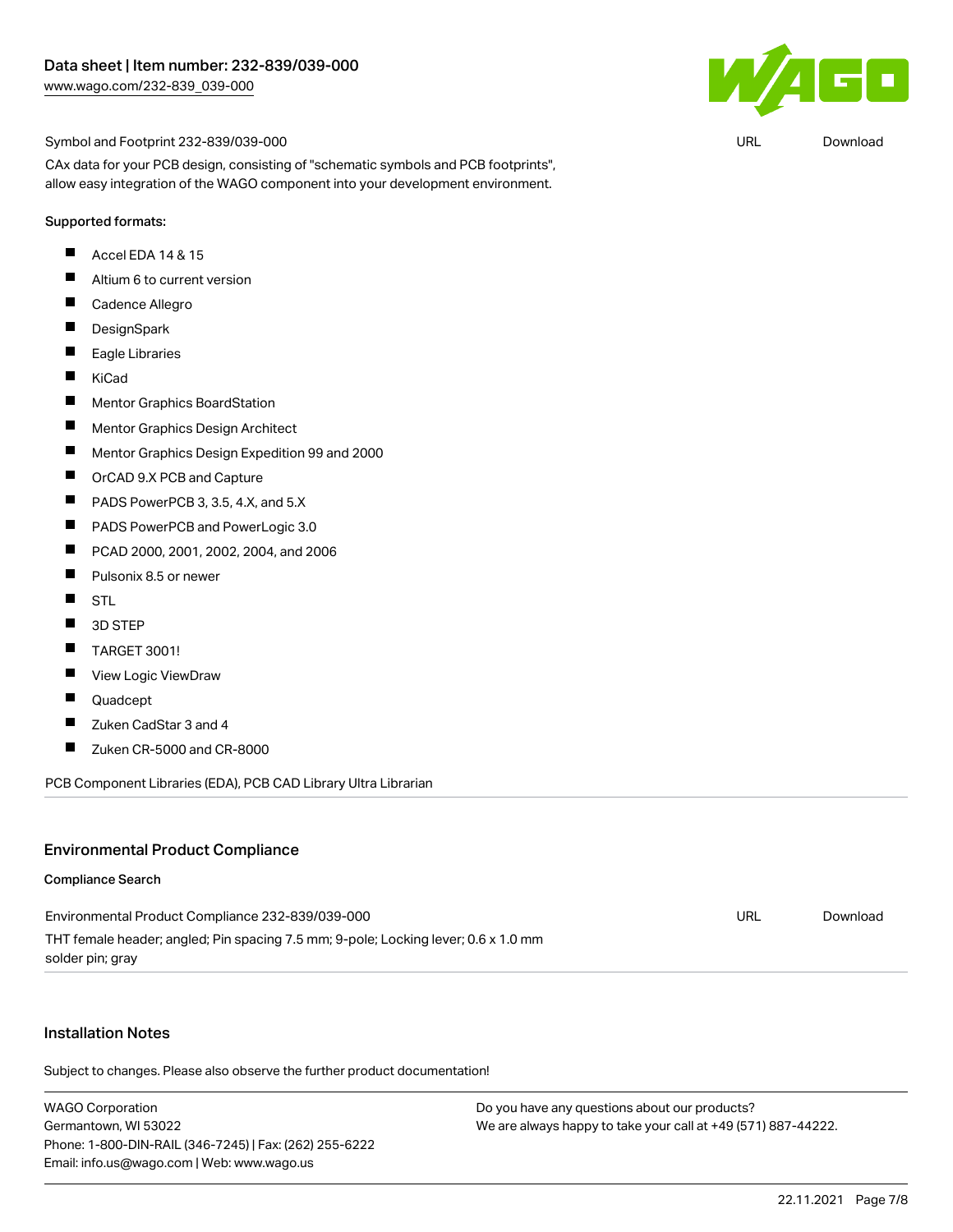Symbol and Footprint 232-839/039-000 | URL | Download

CAx data for your PCB design, consisting of "schematic symbols and PCB footprints", allow easy integration of the WAGO component into your development environment.

Supported formats:

- Accel EDA 14 & 15
- Altium 6 to current version
- Cadence Allegro
- DesignSpark
- Eagle Libraries
- KiCad
- Mentor Graphics BoardStation
- Mentor Graphics Design Architect
- Mentor Graphics Design Expedition 99 and 2000
- OrCAD 9.X PCB and Capture
- PADS PowerPCB 3, 3.5, 4.X, and 5.X
- PADS PowerPCB and PowerLogic 3.0
- PCAD 2000, 2001, 2002, 2004, and 2006
- Pulsonix 8.5 or newer
- STL
- 3D STEP
- TARGET 3001!
- View Logic ViewDraw
- Quadcept
- Zuken CadStar 3 and 4
- Zuken CR-5000 and CR-8000

PCB Component Libraries (EDA), PCB CAD Library Ultra Librarian

## Environmental Product Compliance

### Compliance Search

Environmental Product Compliance 232-839/039-000 | URL | Download

THT female header; angled; Pin spacing 7.5 mm; 9-pole; Locking lever; 0.6 x 1.0 mm solder pin; gray

## Installation Notes

Subject to changes. Please also observe the further product documentation!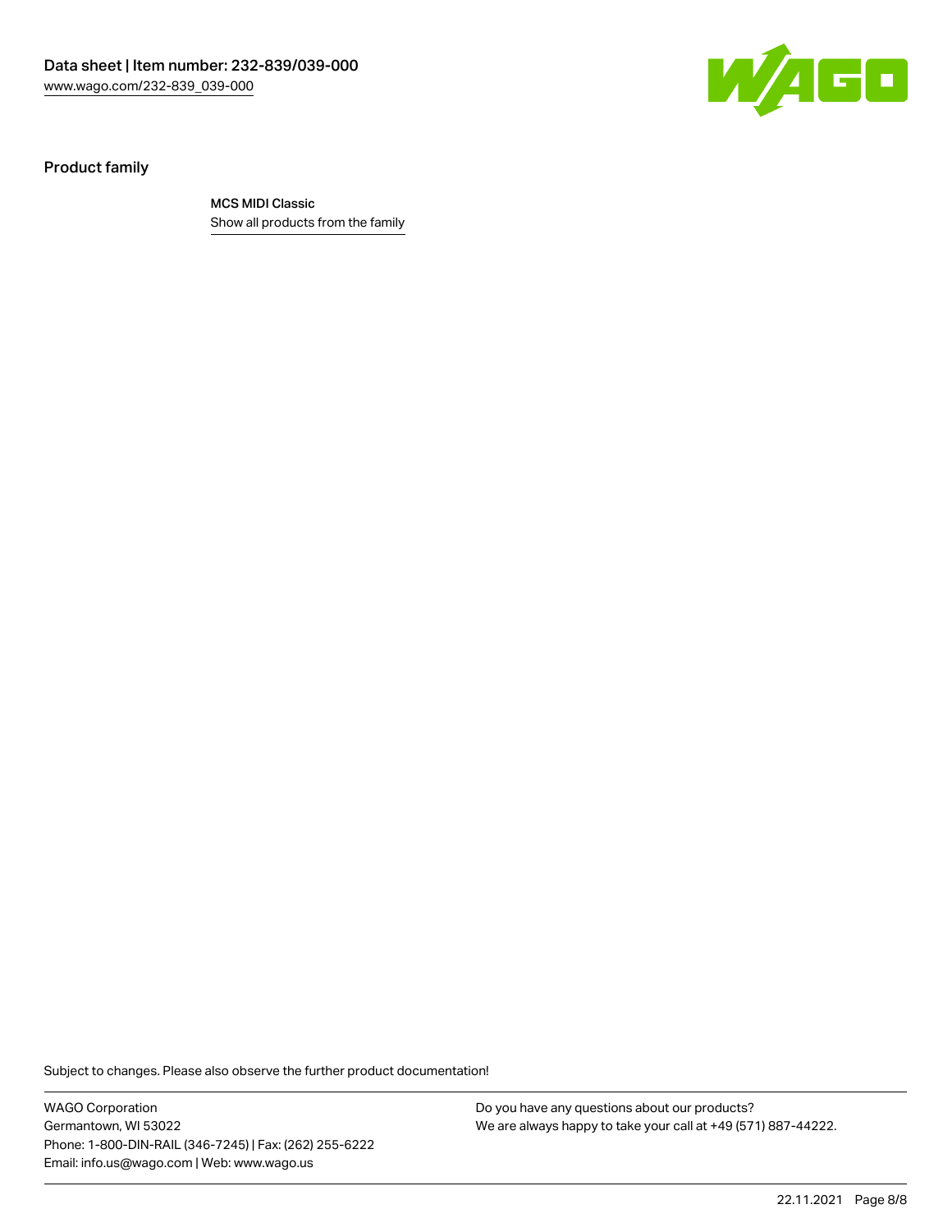## Product family

MCS MIDI Classic
Show all products from the family

Subject to changes. Please also observe the further product documentation!

WAGO Corporation
Germantown, WI 53022
Phone: 1-800-DIN-RAIL (346-7245) | Fax: (262) 255-6222
Email: info.us@wago.com | Web: www.wago.us

Do you have any questions about our products?
We are always happy to take your call at +49 (571) 887-44222.